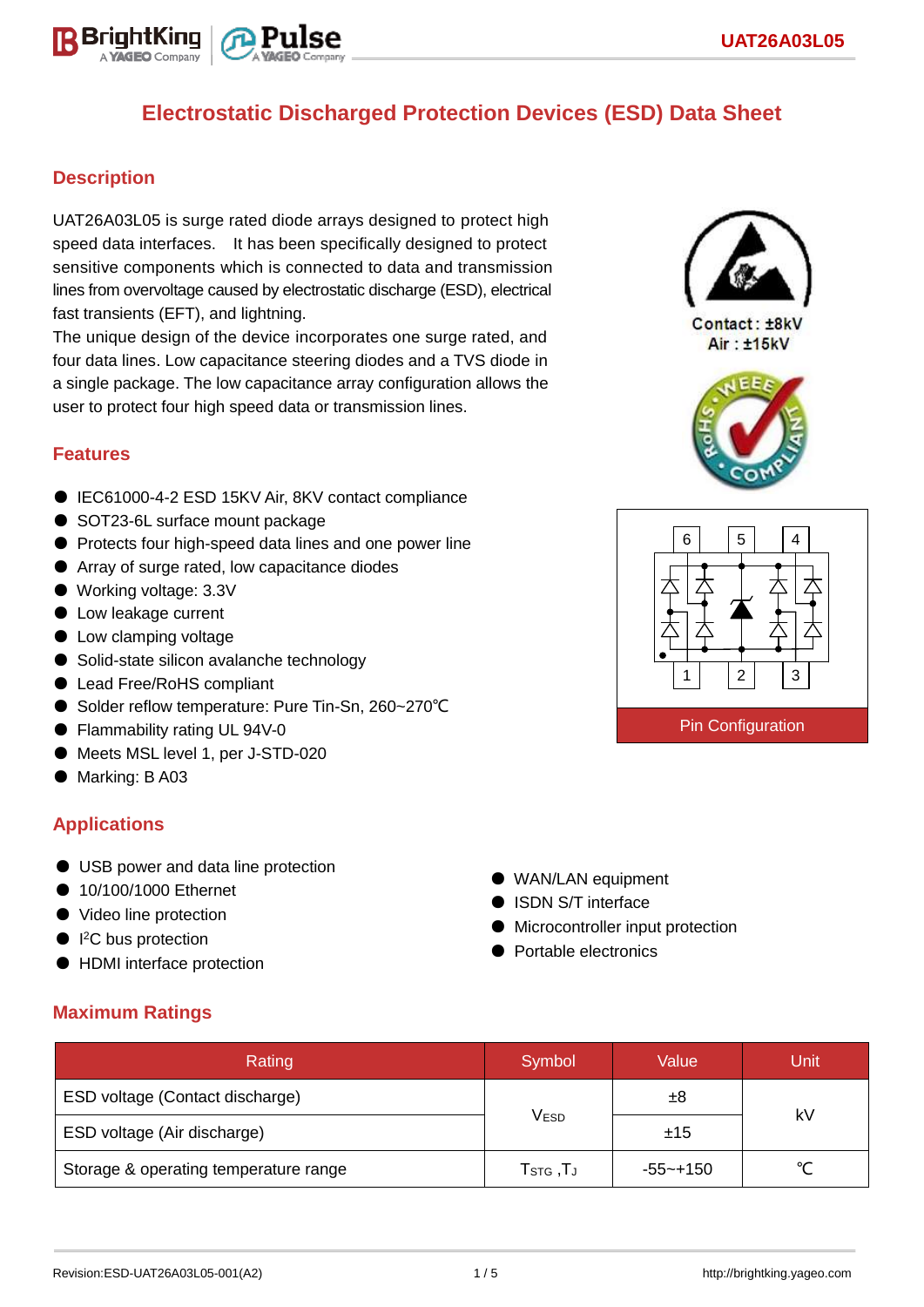# Electrostatic Discharged Protection Devices (ESD) Data Sheet

## Description

UAT26A03L05 is surge rated diode arrays designed to protect high speed data interfaces. It has been specifically designed to protect sensitive components which is connected to data and transmission lines from overvoltage caused by electrostatic discharge (ESD), electrical fast transients (EFT), and lightning.

The unique design of the device incorporates one surge rated, and four data lines. Low capacitance steering diodes and a TVS diode in a single package. The low capacitance array configuration allows the user to protect four high speed data or transmission lines.

Contact : ±8kV
Air : ±15kV

## Features

- IEC61000-4-2 ESD 15KV Air, 8KV contact compliance
- SOT23-6L surface mount package
- Protects four high-speed data lines and one power line
- Array of surge rated, low capacitance diodes
- Working voltage: 3.3V
- Low leakage current
- Low clamping voltage
- Solid-state silicon avalanche technology
- Lead Free/RoHS compliant
- Solder reflow temperature: Pure Tin-Sn, 260~270℃
- Flammability rating UL 94V-0
- Meets MSL level 1, per J-STD-020
- Marking: B A03

Pin Configuration

## Applications

- USB power and data line protection
- 10/100/1000 Ethernet
- Video line protection
- I$^2$C bus protection
- HDMI interface protection
- WAN/LAN equipment
- ISDN S/T interface
- Microcontroller input protection
- Portable electronics

## Maximum Ratings

| Rating | Symbol | Value | Unit |
|---|---|---|---|
| ESD voltage (Contact discharge) | $V_{ESD}$ | ±8 | kV |
| ESD voltage (Air discharge) | | ±15 | |
| Storage & operating temperature range | $T_{STG}$ ,$T_J$ | -55~+150 | ℃ |

Revision:ESD-UAT26A03L05-001(A2)

http://brightking.yageo.com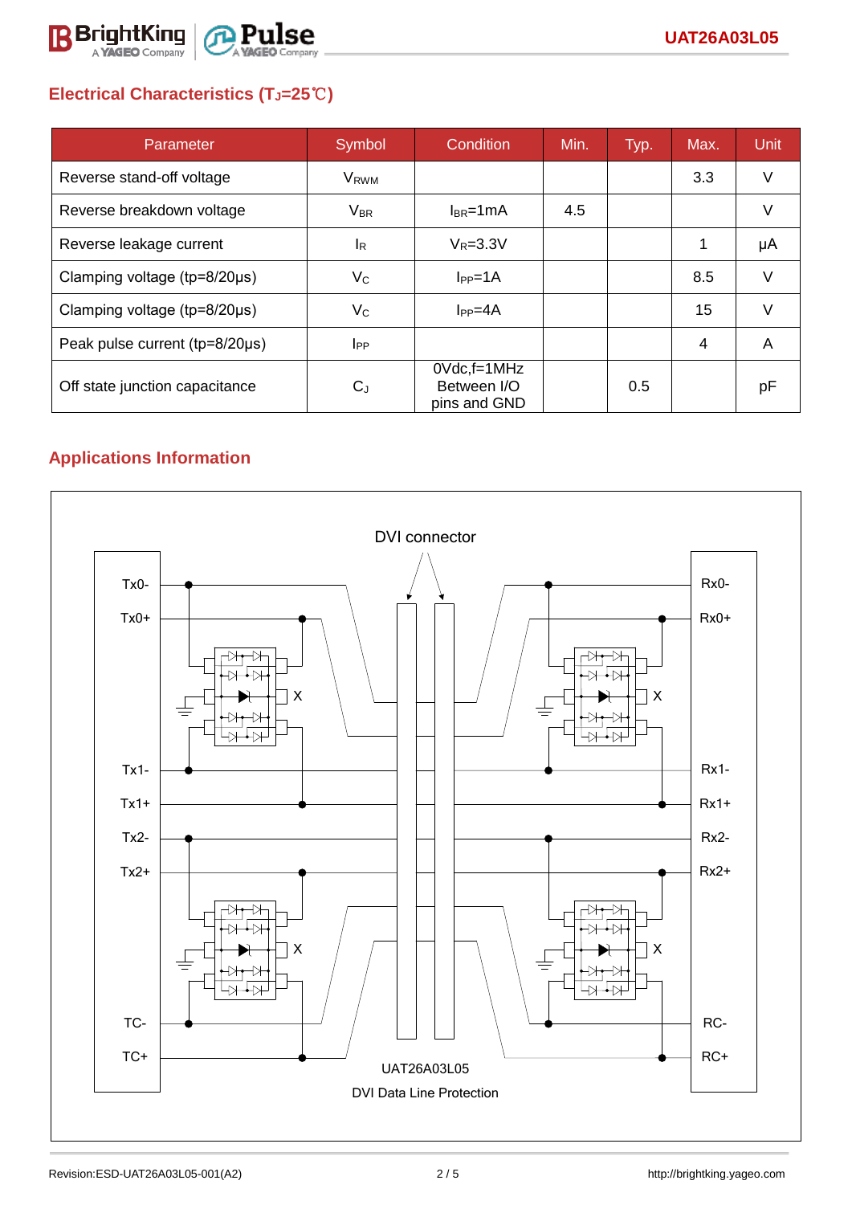## Electrical Characteristics ($T_J$=25℃)

| Parameter | Symbol | Condition | Min. | Typ. | Max. | Unit |
|---|---|---|---|---|---|---|
| Reverse stand-off voltage | $V_{RWM}$ | | | | 3.3 | V |
| Reverse breakdown voltage | $V_{BR}$ | $I_{BR}$=1mA | 4.5 | | | V |
| Reverse leakage current | $I_R$ | $V_R$=3.3V | | | 1 | μA |
| Clamping voltage (tp=8/20μs) | $V_C$ | $I_{PP}$=1A | | | 8.5 | V |
| Clamping voltage (tp=8/20μs) | $V_C$ | $I_{PP}$=4A | | | 15 | V |
| Peak pulse current (tp=8/20μs) | $I_{PP}$ | | | | 4 | A |
| Off state junction capacitance | $C_J$ | 0Vdc,f=1MHz Between I/O pins and GND | | 0.5 | | pF |

## Applications Information

DVI connector

Tx0- Tx0+ Tx1- Tx1+ Tx2- Tx2+ TC- TC+

Rx0- Rx0+ Rx1- Rx1+ Rx2- Rx2+ RC- RC+

UAT26A03L05

DVI Data Line Protection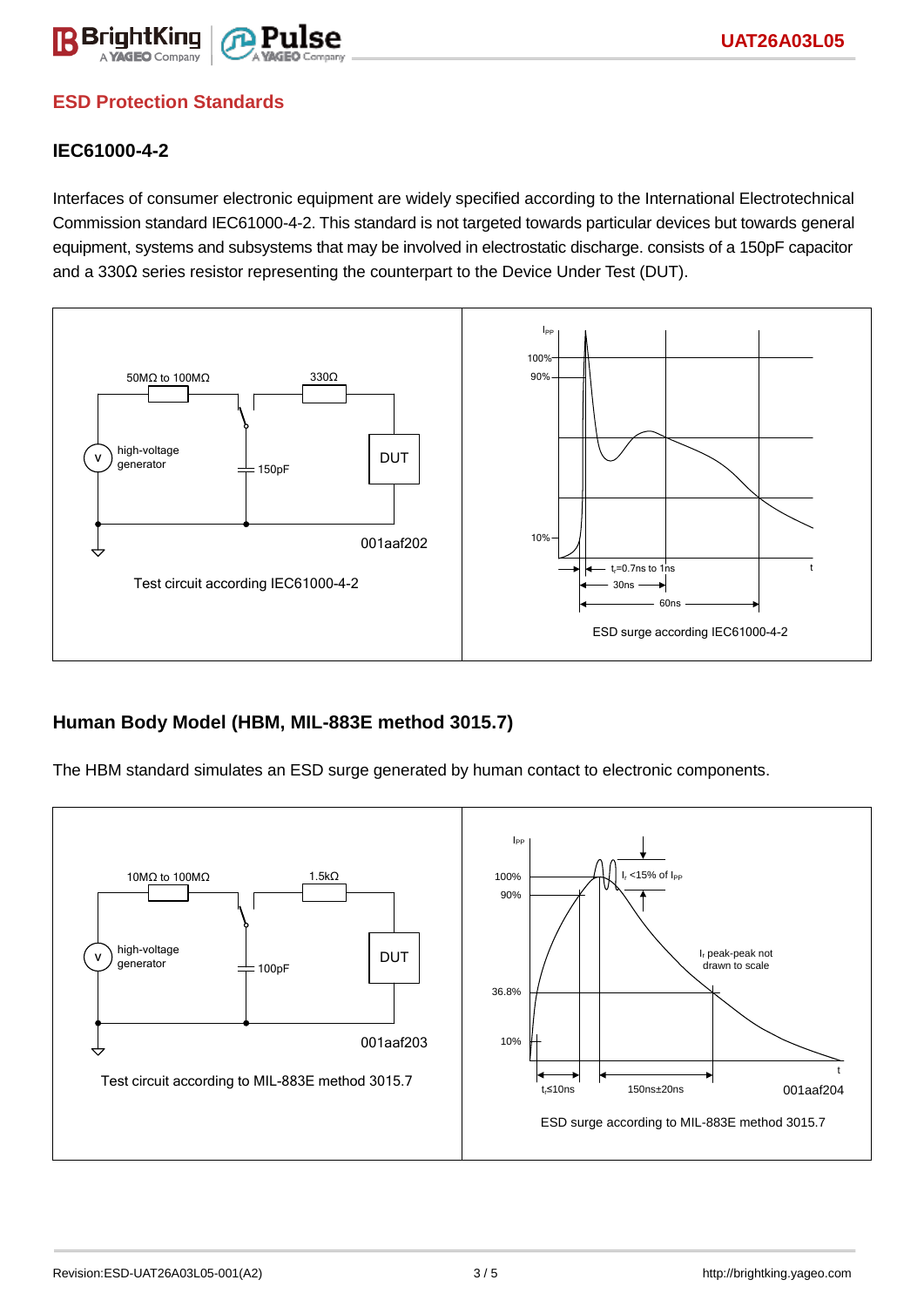## ESD Protection Standards

### IEC61000-4-2

Interfaces of consumer electronic equipment are widely specified according to the International Electrotechnical Commission standard IEC61000-4-2. This standard is not targeted towards particular devices but towards general equipment, systems and subsystems that may be involved in electrostatic discharge. consists of a 150pF capacitor and a 330Ω series resistor representing the counterpart to the Device Under Test (DUT).

Test circuit according IEC61000-4-2

ESD surge according IEC61000-4-2

### Human Body Model (HBM, MIL-883E method 3015.7)

The HBM standard simulates an ESD surge generated by human contact to electronic components.

Test circuit according to MIL-883E method 3015.7

ESD surge according to MIL-883E method 3015.7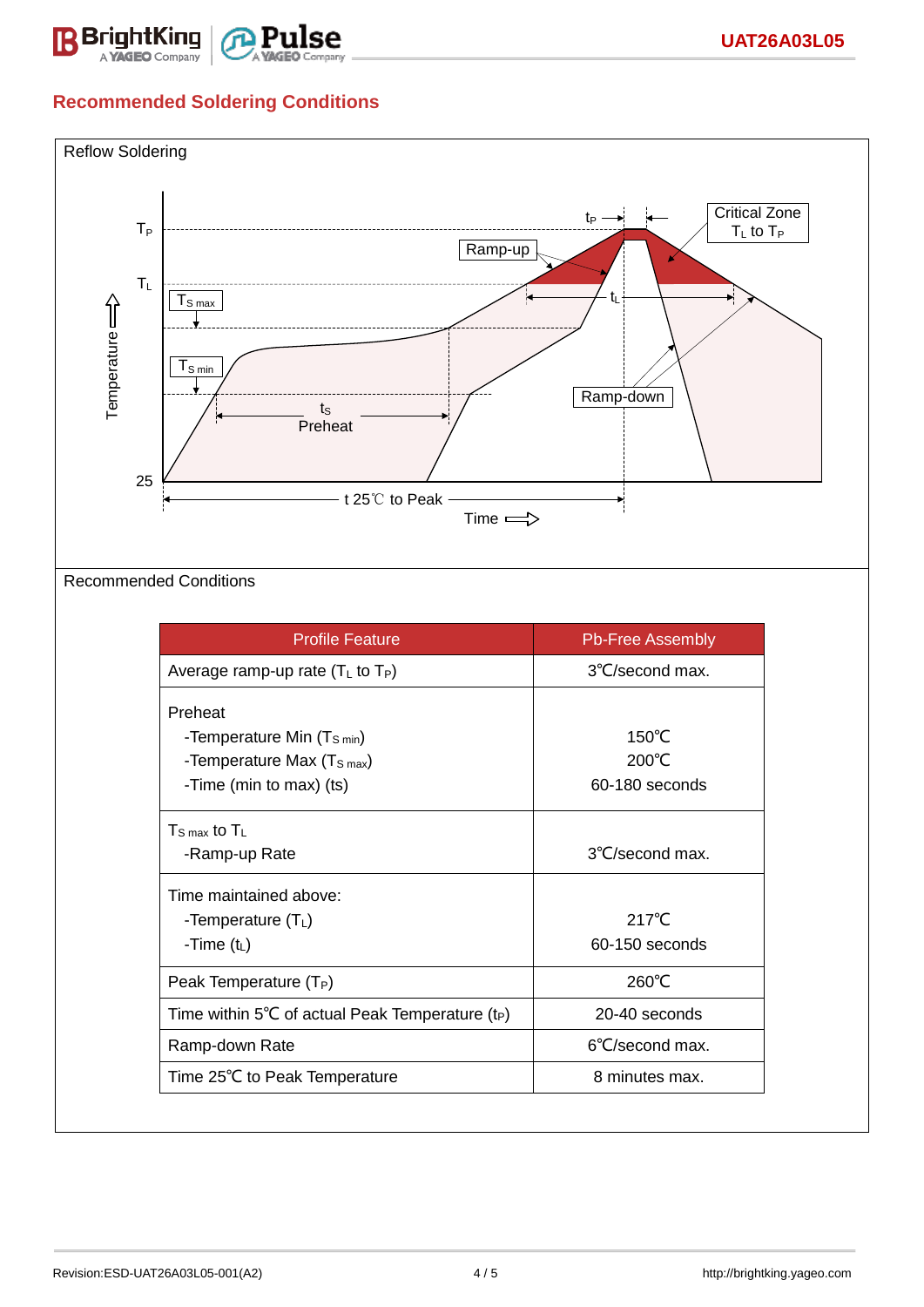## Recommended Soldering Conditions

Reflow Soldering

Recommended Conditions

| Profile Feature | Pb-Free Assembly |
|---|---|
| Average ramp-up rate ($T_L$ to $T_P$) | 3℃/second max. |
| Preheat<br>-Temperature Min ($T_{S\ min}$)<br>-Temperature Max ($T_{S\ max}$)<br>-Time (min to max) (ts) | 150℃<br>200℃<br>60-180 seconds |
| $T_{S\ max}$ to $T_L$<br>-Ramp-up Rate | 3℃/second max. |
| Time maintained above:<br>-Temperature ($T_L$)<br>-Time ($t_L$) | 217℃<br>60-150 seconds |
| Peak Temperature ($T_P$) | 260℃ |
| Time within 5℃ of actual Peak Temperature ($t_P$) | 20-40 seconds |
| Ramp-down Rate | 6℃/second max. |
| Time 25℃ to Peak Temperature | 8 minutes max. |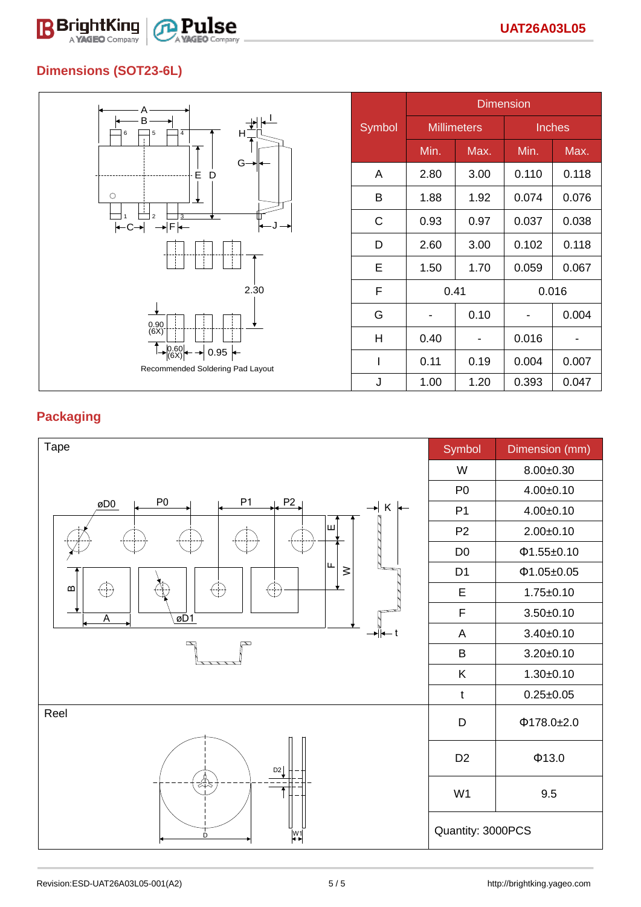## Dimensions (SOT23-6L)

A
B
H
I
G
E D
C
F
J
2.30
0.90 (6X)
0.60 (6X)
0.95
Recommended Soldering Pad Layout

| Symbol | Dimension | | | |
|---|---|---|---|---|
| | Millimeters | | Inches | |
| | Min. | Max. | Min. | Max. |
| A | 2.80 | 3.00 | 0.110 | 0.118 |
| B | 1.88 | 1.92 | 0.074 | 0.076 |
| C | 0.93 | 0.97 | 0.037 | 0.038 |
| D | 2.60 | 3.00 | 0.102 | 0.118 |
| E | 1.50 | 1.70 | 0.059 | 0.067 |
| F | 0.41 | | 0.016 | |
| G | - | 0.10 | - | 0.004 |
| H | 0.40 | - | 0.016 | - |
| I | 0.11 | 0.19 | 0.004 | 0.007 |
| J | 1.00 | 1.20 | 0.393 | 0.047 |

## Packaging

Tape

øD0 P0 P1 P2 K E F W B A øD1 t

Reel

D2 D W1

| Symbol | Dimension (mm) |
|---|---|
| W | 8.00±0.30 |
| P0 | 4.00±0.10 |
| P1 | 4.00±0.10 |
| P2 | 2.00±0.10 |
| D0 | Φ1.55±0.10 |
| D1 | Φ1.05±0.05 |
| E | 1.75±0.10 |
| F | 3.50±0.10 |
| A | 3.40±0.10 |
| B | 3.20±0.10 |
| K | 1.30±0.10 |
| t | 0.25±0.05 |
| D | Φ178.0±2.0 |
| D2 | Φ13.0 |
| W1 | 9.5 |
| Quantity: 3000PCS | |

Revision:ESD-UAT26A03L05-001(A2)

http://brightking.yageo.com